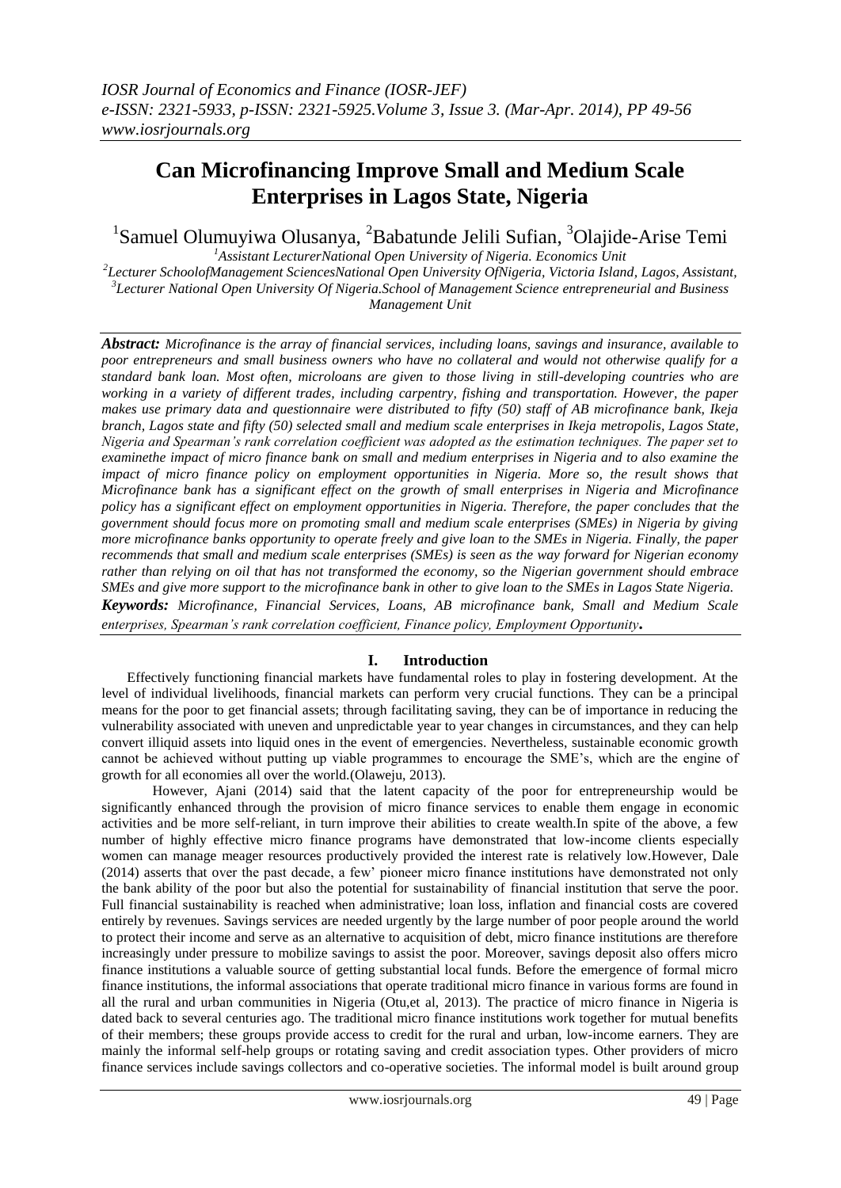# Can Microfinancing Improve Small and Medium Scale Enterprises in Lagos State, Nigeria

[1]Samuel Olumuyiwa Olusanya, [2]Babatunde Jelili Sufian, [3]Olajide-Arise Temi

[1]Assistant LecturerNational Open University of Nigeria. Economics Unit
[2]Lecturer SchoolofManagement SciencesNational Open University OfNigeria, Victoria Island, Lagos, Assistant,
[3]Lecturer National Open University Of Nigeria.School of Management Science entrepreneurial and Business Management Unit

***Abstract:*** *Microfinance is the array of financial services, including loans, savings and insurance, available to poor entrepreneurs and small business owners who have no collateral and would not otherwise qualify for a standard bank loan. Most often, microloans are given to those living in still-developing countries who are working in a variety of different trades, including carpentry, fishing and transportation. However, the paper makes use primary data and questionnaire were distributed to fifty (50) staff of AB microfinance bank, Ikeja branch, Lagos state and fifty (50) selected small and medium scale enterprises in Ikeja metropolis, Lagos State, Nigeria and Spearman's rank correlation coefficient was adopted as the estimation techniques. The paper set to examinethe impact of micro finance bank on small and medium enterprises in Nigeria and to also examine the impact of micro finance policy on employment opportunities in Nigeria. More so, the result shows that Microfinance bank has a significant effect on the growth of small enterprises in Nigeria and Microfinance policy has a significant effect on employment opportunities in Nigeria. Therefore, the paper concludes that the government should focus more on promoting small and medium scale enterprises (SMEs) in Nigeria by giving more microfinance banks opportunity to operate freely and give loan to the SMEs in Nigeria. Finally, the paper recommends that small and medium scale enterprises (SMEs) is seen as the way forward for Nigerian economy rather than relying on oil that has not transformed the economy, so the Nigerian government should embrace SMEs and give more support to the microfinance bank in other to give loan to the SMEs in Lagos State Nigeria.*

***Keywords:*** *Microfinance, Financial Services, Loans, AB microfinance bank, Small and Medium Scale enterprises, Spearman's rank correlation coefficient, Finance policy, Employment Opportunity***.**

## I. Introduction

Effectively functioning financial markets have fundamental roles to play in fostering development. At the level of individual livelihoods, financial markets can perform very crucial functions. They can be a principal means for the poor to get financial assets; through facilitating saving, they can be of importance in reducing the vulnerability associated with uneven and unpredictable year to year changes in circumstances, and they can help convert illiquid assets into liquid ones in the event of emergencies. Nevertheless, sustainable economic growth cannot be achieved without putting up viable programmes to encourage the SME's, which are the engine of growth for all economies all over the world.(Olaweju, 2013).

However, Ajani (2014) said that the latent capacity of the poor for entrepreneurship would be significantly enhanced through the provision of micro finance services to enable them engage in economic activities and be more self-reliant, in turn improve their abilities to create wealth.In spite of the above, a few number of highly effective micro finance programs have demonstrated that low-income clients especially women can manage meager resources productively provided the interest rate is relatively low.However, Dale (2014) asserts that over the past decade, a few' pioneer micro finance institutions have demonstrated not only the bank ability of the poor but also the potential for sustainability of financial institution that serve the poor. Full financial sustainability is reached when administrative; loan loss, inflation and financial costs are covered entirely by revenues. Savings services are needed urgently by the large number of poor people around the world to protect their income and serve as an alternative to acquisition of debt, micro finance institutions are therefore increasingly under pressure to mobilize savings to assist the poor. Moreover, savings deposit also offers micro finance institutions a valuable source of getting substantial local funds. Before the emergence of formal micro finance institutions, the informal associations that operate traditional micro finance in various forms are found in all the rural and urban communities in Nigeria (Otu,et al, 2013). The practice of micro finance in Nigeria is dated back to several centuries ago. The traditional micro finance institutions work together for mutual benefits of their members; these groups provide access to credit for the rural and urban, low-income earners. They are mainly the informal self-help groups or rotating saving and credit association types. Other providers of micro finance services include savings collectors and co-operative societies. The informal model is built around group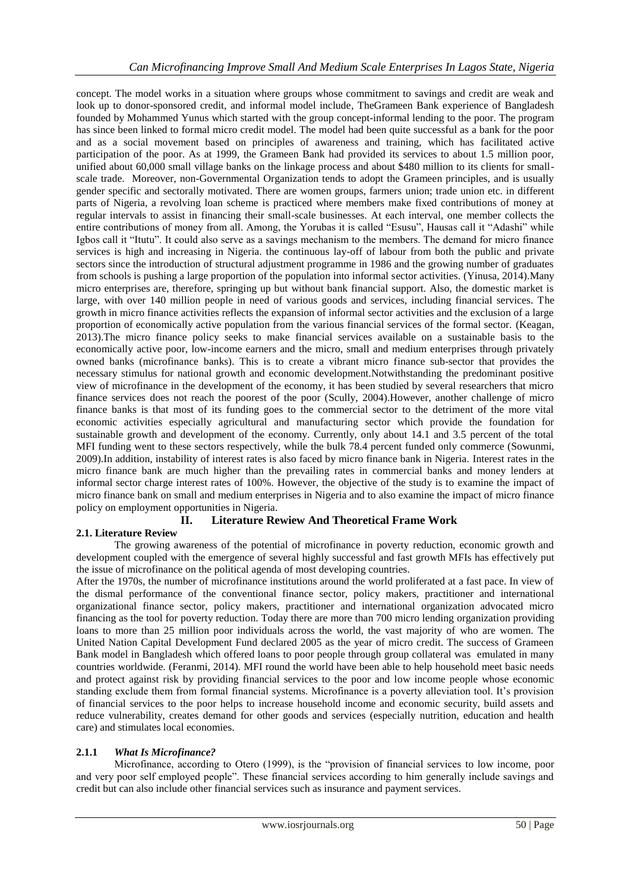concept. The model works in a situation where groups whose commitment to savings and credit are weak and look up to donor-sponsored credit, and informal model include, TheGrameen Bank experience of Bangladesh founded by Mohammed Yunus which started with the group concept-informal lending to the poor. The program has since been linked to formal micro credit model. The model had been quite successful as a bank for the poor and as a social movement based on principles of awareness and training, which has facilitated active participation of the poor. As at 1999, the Grameen Bank had provided its services to about 1.5 million poor, unified about 60,000 small village banks on the linkage process and about $480 million to its clients for small-scale trade. Moreover, non-Governmental Organization tends to adopt the Grameen principles, and is usually gender specific and sectorally motivated. There are women groups, farmers union; trade union etc. in different parts of Nigeria, a revolving loan scheme is practiced where members make fixed contributions of money at regular intervals to assist in financing their small-scale businesses. At each interval, one member collects the entire contributions of money from all. Among, the Yorubas it is called "Esusu", Hausas call it "Adashi" while Igbos call it "Itutu". It could also serve as a savings mechanism to the members. The demand for micro finance services is high and increasing in Nigeria. the continuous lay-off of labour from both the public and private sectors since the introduction of structural adjustment programme in 1986 and the growing number of graduates from schools is pushing a large proportion of the population into informal sector activities. (Yinusa, 2014).Many micro enterprises are, therefore, springing up but without bank financial support. Also, the domestic market is large, with over 140 million people in need of various goods and services, including financial services. The growth in micro finance activities reflects the expansion of informal sector activities and the exclusion of a large proportion of economically active population from the various financial services of the formal sector. (Keagan, 2013).The micro finance policy seeks to make financial services available on a sustainable basis to the economically active poor, low-income earners and the micro, small and medium enterprises through privately owned banks (microfinance banks). This is to create a vibrant micro finance sub-sector that provides the necessary stimulus for national growth and economic development.Notwithstanding the predominant positive view of microfinance in the development of the economy, it has been studied by several researchers that micro finance services does not reach the poorest of the poor (Scully, 2004).However, another challenge of micro finance banks is that most of its funding goes to the commercial sector to the detriment of the more vital economic activities especially agricultural and manufacturing sector which provide the foundation for sustainable growth and development of the economy. Currently, only about 14.1 and 3.5 percent of the total MFI funding went to these sectors respectively, while the bulk 78.4 percent funded only commerce (Sowunmi, 2009).In addition, instability of interest rates is also faced by micro finance bank in Nigeria. Interest rates in the micro finance bank are much higher than the prevailing rates in commercial banks and money lenders at informal sector charge interest rates of 100%. However, the objective of the study is to examine the impact of micro finance bank on small and medium enterprises in Nigeria and to also examine the impact of micro finance policy on employment opportunities in Nigeria.

# II. Literature Rewiew And Theoretical Frame Work

## 2.1. Literature Review

The growing awareness of the potential of microfinance in poverty reduction, economic growth and development coupled with the emergence of several highly successful and fast growth MFIs has effectively put the issue of microfinance on the political agenda of most developing countries.

After the 1970s, the number of microfinance institutions around the world proliferated at a fast pace. In view of the dismal performance of the conventional finance sector, policy makers, practitioner and international organizational finance sector, policy makers, practitioner and international organization advocated micro financing as the tool for poverty reduction. Today there are more than 700 micro lending organization providing loans to more than 25 million poor individuals across the world, the vast majority of who are women. The United Nation Capital Development Fund declared 2005 as the year of micro credit. The success of Grameen Bank model in Bangladesh which offered loans to poor people through group collateral was emulated in many countries worldwide. (Feranmi, 2014). MFI round the world have been able to help household meet basic needs and protect against risk by providing financial services to the poor and low income people whose economic standing exclude them from formal financial systems. Microfinance is a poverty alleviation tool. It's provision of financial services to the poor helps to increase household income and economic security, build assets and reduce vulnerability, creates demand for other goods and services (especially nutrition, education and health care) and stimulates local economies.

### 2.1.1 *What Is Microfinance?*

Microfinance, according to Otero (1999), is the "provision of financial services to low income, poor and very poor self employed people". These financial services according to him generally include savings and credit but can also include other financial services such as insurance and payment services.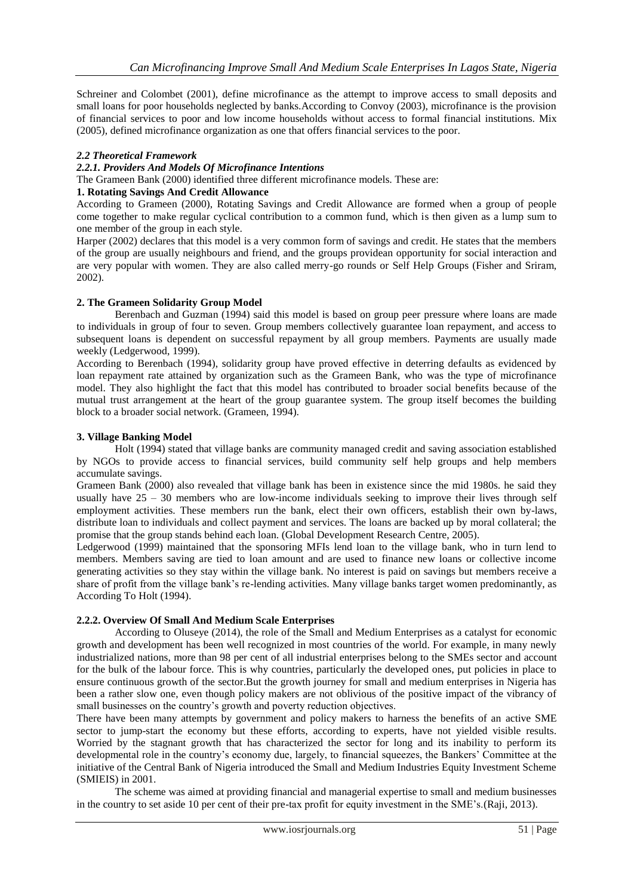Schreiner and Colombet (2001), define microfinance as the attempt to improve access to small deposits and small loans for poor households neglected by banks.According to Convoy (2003), microfinance is the provision of financial services to poor and low income households without access to formal financial institutions. Mix (2005), defined microfinance organization as one that offers financial services to the poor.

### *2.2 Theoretical Framework*

#### *2.2.1. Providers And Models Of Microfinance Intentions*

The Grameen Bank (2000) identified three different microfinance models. These are:

**1. Rotating Savings And Credit Allowance**

According to Grameen (2000), Rotating Savings and Credit Allowance are formed when a group of people come together to make regular cyclical contribution to a common fund, which is then given as a lump sum to one member of the group in each style.

Harper (2002) declares that this model is a very common form of savings and credit. He states that the members of the group are usually neighbours and friend, and the groups providean opportunity for social interaction and are very popular with women. They are also called merry-go rounds or Self Help Groups (Fisher and Sriram, 2002).

**2. The Grameen Solidarity Group Model**

Berenbach and Guzman (1994) said this model is based on group peer pressure where loans are made to individuals in group of four to seven. Group members collectively guarantee loan repayment, and access to subsequent loans is dependent on successful repayment by all group members. Payments are usually made weekly (Ledgerwood, 1999).

According to Berenbach (1994), solidarity group have proved effective in deterring defaults as evidenced by loan repayment rate attained by organization such as the Grameen Bank, who was the type of microfinance model. They also highlight the fact that this model has contributed to broader social benefits because of the mutual trust arrangement at the heart of the group guarantee system. The group itself becomes the building block to a broader social network. (Grameen, 1994).

**3. Village Banking Model**

Holt (1994) stated that village banks are community managed credit and saving association established by NGOs to provide access to financial services, build community self help groups and help members accumulate savings.

Grameen Bank (2000) also revealed that village bank has been in existence since the mid 1980s. he said they usually have 25 – 30 members who are low-income individuals seeking to improve their lives through self employment activities. These members run the bank, elect their own officers, establish their own by-laws, distribute loan to individuals and collect payment and services. The loans are backed up by moral collateral; the promise that the group stands behind each loan. (Global Development Research Centre, 2005).

Ledgerwood (1999) maintained that the sponsoring MFIs lend loan to the village bank, who in turn lend to members. Members saving are tied to loan amount and are used to finance new loans or collective income generating activities so they stay within the village bank. No interest is paid on savings but members receive a share of profit from the village bank's re-lending activities. Many village banks target women predominantly, as According To Holt (1994).

#### 2.2.2. Overview Of Small And Medium Scale Enterprises

According to Oluseye (2014), the role of the Small and Medium Enterprises as a catalyst for economic growth and development has been well recognized in most countries of the world. For example, in many newly industrialized nations, more than 98 per cent of all industrial enterprises belong to the SMEs sector and account for the bulk of the labour force. This is why countries, particularly the developed ones, put policies in place to ensure continuous growth of the sector.But the growth journey for small and medium enterprises in Nigeria has been a rather slow one, even though policy makers are not oblivious of the positive impact of the vibrancy of small businesses on the country's growth and poverty reduction objectives.

There have been many attempts by government and policy makers to harness the benefits of an active SME sector to jump-start the economy but these efforts, according to experts, have not yielded visible results. Worried by the stagnant growth that has characterized the sector for long and its inability to perform its developmental role in the country's economy due, largely, to financial squeezes, the Bankers' Committee at the initiative of the Central Bank of Nigeria introduced the Small and Medium Industries Equity Investment Scheme (SMIEIS) in 2001.

The scheme was aimed at providing financial and managerial expertise to small and medium businesses in the country to set aside 10 per cent of their pre-tax profit for equity investment in the SME's.(Raji, 2013).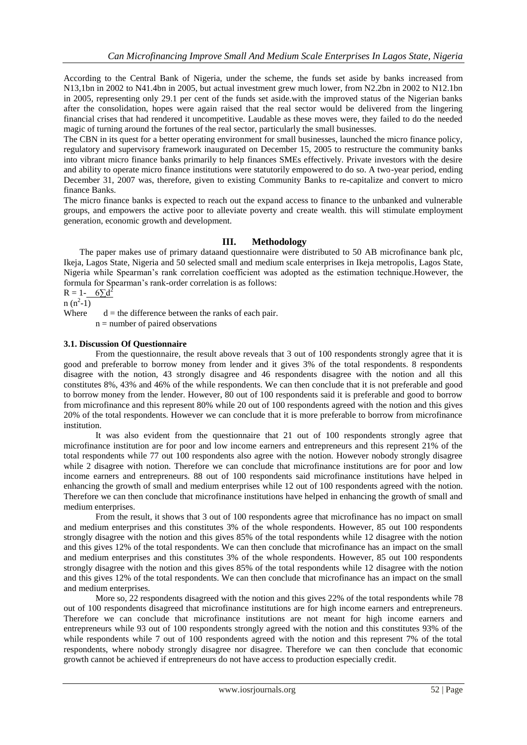According to the Central Bank of Nigeria, under the scheme, the funds set aside by banks increased from N13,1bn in 2002 to N41.4bn in 2005, but actual investment grew much lower, from N2.2bn in 2002 to N12.1bn in 2005, representing only 29.1 per cent of the funds set aside.with the improved status of the Nigerian banks after the consolidation, hopes were again raised that the real sector would be delivered from the lingering financial crises that had rendered it uncompetitive. Laudable as these moves were, they failed to do the needed magic of turning around the fortunes of the real sector, particularly the small businesses.

The CBN in its quest for a better operating environment for small businesses, launched the micro finance policy, regulatory and supervisory framework inaugurated on December 15, 2005 to restructure the community banks into vibrant micro finance banks primarily to help finances SMEs effectively. Private investors with the desire and ability to operate micro finance institutions were statutorily empowered to do so. A two-year period, ending December 31, 2007 was, therefore, given to existing Community Banks to re-capitalize and convert to micro finance Banks.

The micro finance banks is expected to reach out the expand access to finance to the unbanked and vulnerable groups, and empowers the active poor to alleviate poverty and create wealth. this will stimulate employment generation, economic growth and development.

## III. Methodology

The paper makes use of primary dataand questionnaire were distributed to 50 AB microfinance bank plc, Ikeja, Lagos State, Nigeria and 50 selected small and medium scale enterprises in Ikeja metropolis, Lagos State, Nigeria while Spearman's rank correlation coefficient was adopted as the estimation technique.However, the formula for Spearman's rank-order correlation is as follows:

$$R = 1 - \frac{6\sum d^2}{n(n^2-1)}$$

Where $d$ = the difference between the ranks of each pair.

$n$ = number of paired observations

### 3.1. Discussion Of Questionnaire

From the questionnaire, the result above reveals that 3 out of 100 respondents strongly agree that it is good and preferable to borrow money from lender and it gives 3% of the total respondents. 8 respondents disagree with the notion, 43 strongly disagree and 46 respondents disagree with the notion and all this constitutes 8%, 43% and 46% of the while respondents. We can then conclude that it is not preferable and good to borrow money from the lender. However, 80 out of 100 respondents said it is preferable and good to borrow from microfinance and this represent 80% while 20 out of 100 respondents agreed with the notion and this gives 20% of the total respondents. However we can conclude that it is more preferable to borrow from microfinance institution.

It was also evident from the questionnaire that 21 out of 100 respondents strongly agree that microfinance institution are for poor and low income earners and entrepreneurs and this represent 21% of the total respondents while 77 out 100 respondents also agree with the notion. However nobody strongly disagree while 2 disagree with notion. Therefore we can conclude that microfinance institutions are for poor and low income earners and entrepreneurs. 88 out of 100 respondents said microfinance institutions have helped in enhancing the growth of small and medium enterprises while 12 out of 100 respondents agreed with the notion. Therefore we can then conclude that microfinance institutions have helped in enhancing the growth of small and medium enterprises.

From the result, it shows that 3 out of 100 respondents agree that microfinance has no impact on small and medium enterprises and this constitutes 3% of the whole respondents. However, 85 out 100 respondents strongly disagree with the notion and this gives 85% of the total respondents while 12 disagree with the notion and this gives 12% of the total respondents. We can then conclude that microfinance has an impact on the small and medium enterprises and this constitutes 3% of the whole respondents. However, 85 out 100 respondents strongly disagree with the notion and this gives 85% of the total respondents while 12 disagree with the notion and this gives 12% of the total respondents. We can then conclude that microfinance has an impact on the small and medium enterprises.

More so, 22 respondents disagreed with the notion and this gives 22% of the total respondents while 78 out of 100 respondents disagreed that microfinance institutions are for high income earners and entrepreneurs. Therefore we can conclude that microfinance institutions are not meant for high income earners and entrepreneurs while 93 out of 100 respondents strongly agreed with the notion and this constitutes 93% of the while respondents while 7 out of 100 respondents agreed with the notion and this represent 7% of the total respondents, where nobody strongly disagree nor disagree. Therefore we can then conclude that economic growth cannot be achieved if entrepreneurs do not have access to production especially credit.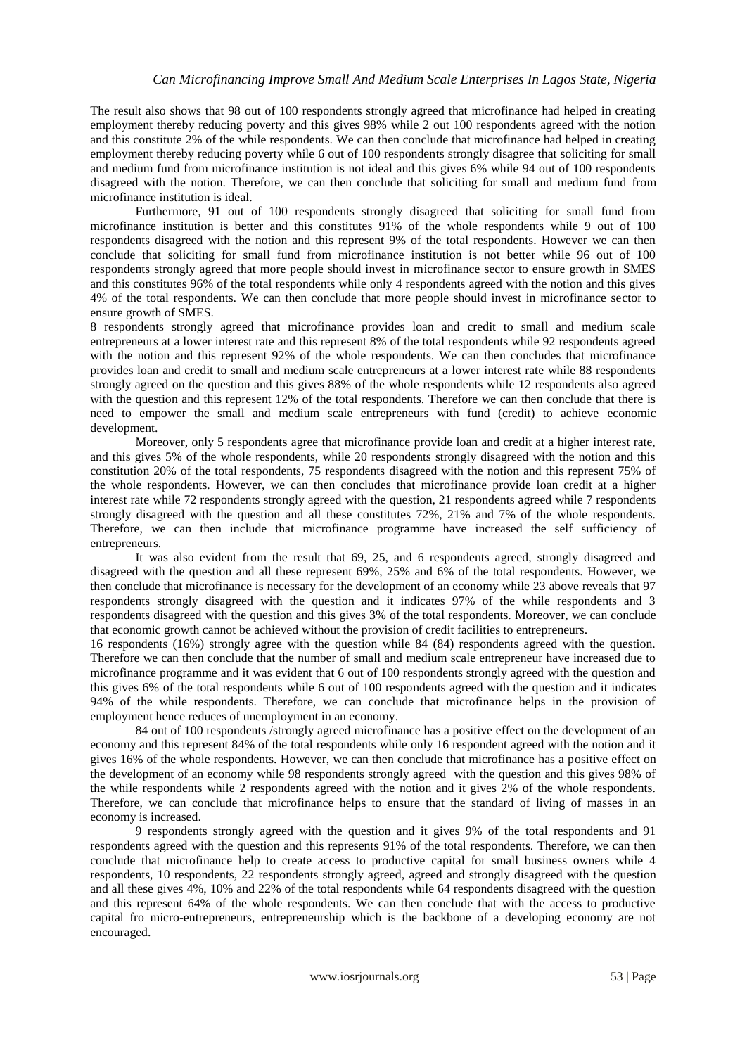The result also shows that 98 out of 100 respondents strongly agreed that microfinance had helped in creating employment thereby reducing poverty and this gives 98% while 2 out 100 respondents agreed with the notion and this constitute 2% of the while respondents. We can then conclude that microfinance had helped in creating employment thereby reducing poverty while 6 out of 100 respondents strongly disagree that soliciting for small and medium fund from microfinance institution is not ideal and this gives 6% while 94 out of 100 respondents disagreed with the notion. Therefore, we can then conclude that soliciting for small and medium fund from microfinance institution is ideal.

Furthermore, 91 out of 100 respondents strongly disagreed that soliciting for small fund from microfinance institution is better and this constitutes 91% of the whole respondents while 9 out of 100 respondents disagreed with the notion and this represent 9% of the total respondents. However we can then conclude that soliciting for small fund from microfinance institution is not better while 96 out of 100 respondents strongly agreed that more people should invest in microfinance sector to ensure growth in SMES and this constitutes 96% of the total respondents while only 4 respondents agreed with the notion and this gives 4% of the total respondents. We can then conclude that more people should invest in microfinance sector to ensure growth of SMES.

8 respondents strongly agreed that microfinance provides loan and credit to small and medium scale entrepreneurs at a lower interest rate and this represent 8% of the total respondents while 92 respondents agreed with the notion and this represent 92% of the whole respondents. We can then concludes that microfinance provides loan and credit to small and medium scale entrepreneurs at a lower interest rate while 88 respondents strongly agreed on the question and this gives 88% of the whole respondents while 12 respondents also agreed with the question and this represent 12% of the total respondents. Therefore we can then conclude that there is need to empower the small and medium scale entrepreneurs with fund (credit) to achieve economic development.

Moreover, only 5 respondents agree that microfinance provide loan and credit at a higher interest rate, and this gives 5% of the whole respondents, while 20 respondents strongly disagreed with the notion and this constitution 20% of the total respondents, 75 respondents disagreed with the notion and this represent 75% of the whole respondents. However, we can then concludes that microfinance provide loan credit at a higher interest rate while 72 respondents strongly agreed with the question, 21 respondents agreed while 7 respondents strongly disagreed with the question and all these constitutes 72%, 21% and 7% of the whole respondents. Therefore, we can then include that microfinance programme have increased the self sufficiency of entrepreneurs.

It was also evident from the result that 69, 25, and 6 respondents agreed, strongly disagreed and disagreed with the question and all these represent 69%, 25% and 6% of the total respondents. However, we then conclude that microfinance is necessary for the development of an economy while 23 above reveals that 97 respondents strongly disagreed with the question and it indicates 97% of the while respondents and 3 respondents disagreed with the question and this gives 3% of the total respondents. Moreover, we can conclude that economic growth cannot be achieved without the provision of credit facilities to entrepreneurs.

16 respondents (16%) strongly agree with the question while 84 (84) respondents agreed with the question. Therefore we can then conclude that the number of small and medium scale entrepreneur have increased due to microfinance programme and it was evident that 6 out of 100 respondents strongly agreed with the question and this gives 6% of the total respondents while 6 out of 100 respondents agreed with the question and it indicates 94% of the while respondents. Therefore, we can conclude that microfinance helps in the provision of employment hence reduces of unemployment in an economy.

84 out of 100 respondents /strongly agreed microfinance has a positive effect on the development of an economy and this represent 84% of the total respondents while only 16 respondent agreed with the notion and it gives 16% of the whole respondents. However, we can then conclude that microfinance has a positive effect on the development of an economy while 98 respondents strongly agreed with the question and this gives 98% of the while respondents while 2 respondents agreed with the notion and it gives 2% of the whole respondents. Therefore, we can conclude that microfinance helps to ensure that the standard of living of masses in an economy is increased.

9 respondents strongly agreed with the question and it gives 9% of the total respondents and 91 respondents agreed with the question and this represents 91% of the total respondents. Therefore, we can then conclude that microfinance help to create access to productive capital for small business owners while 4 respondents, 10 respondents, 22 respondents strongly agreed, agreed and strongly disagreed with the question and all these gives 4%, 10% and 22% of the total respondents while 64 respondents disagreed with the question and this represent 64% of the whole respondents. We can then conclude that with the access to productive capital fro micro-entrepreneurs, entrepreneurship which is the backbone of a developing economy are not encouraged.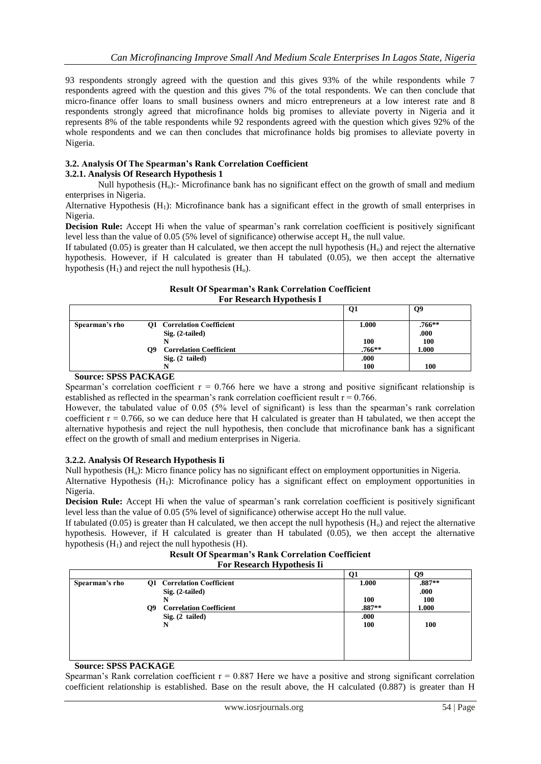93 respondents strongly agreed with the question and this gives 93% of the while respondents while 7 respondents agreed with the question and this gives 7% of the total respondents. We can then conclude that micro-finance offer loans to small business owners and micro entrepreneurs at a low interest rate and 8 respondents strongly agreed that microfinance holds big promises to alleviate poverty in Nigeria and it represents 8% of the table respondents while 92 respondents agreed with the question which gives 92% of the whole respondents and we can then concludes that microfinance holds big promises to alleviate poverty in Nigeria.

### 3.2. Analysis Of The Spearman's Rank Correlation Coefficient

#### 3.2.1. Analysis Of Research Hypothesis 1

Null hypothesis ($H_o$):- Microfinance bank has no significant effect on the growth of small and medium enterprises in Nigeria.

Alternative Hypothesis ($H_1$): Microfinance bank has a significant effect in the growth of small enterprises in Nigeria.

**Decision Rule:** Accept Hi when the value of spearman's rank correlation coefficient is positively significant level less than the value of 0.05 (5% level of significance) otherwise accept $H_o$ the null value.

If tabulated (0.05) is greater than H calculated, we then accept the null hypothesis ($H_o$) and reject the alternative hypothesis. However, if H calculated is greater than H tabulated (0.05), we then accept the alternative hypothesis ($H_1$) and reject the null hypothesis ($H_o$).

**Result Of Spearman's Rank Correlation Coefficient For Research Hypothesis I**

| | | | Q1 | Q9 |
|---|---|---|---|---|
| Spearman's rho | Q1 | Correlation Coefficient | 1.000 | .766** |
| | | Sig. (2-tailed) | | .000 |
| | | N | 100 | 100 |
| | Q9 | Correlation Coefficient | .766** | 1.000 |
| | | Sig. (2 tailed) | .000 | |
| | | N | 100 | 100 |

**Source: SPSS PACKAGE**

Spearman's correlation coefficient $r = 0.766$ here we have a strong and positive significant relationship is established as reflected in the spearman's rank correlation coefficient result $r = 0.766$.

However, the tabulated value of 0.05 (5% level of significant) is less than the spearman's rank correlation coefficient $r = 0.766$, so we can deduce here that H calculated is greater than H tabulated, we then accept the alternative hypothesis and reject the null hypothesis, then conclude that microfinance bank has a significant effect on the growth of small and medium enterprises in Nigeria.

#### 3.2.2. Analysis Of Research Hypothesis Ii

Null hypothesis ($H_o$): Micro finance policy has no significant effect on employment opportunities in Nigeria.

Alternative Hypothesis ($H_1$): Microfinance policy has a significant effect on employment opportunities in Nigeria.

**Decision Rule:** Accept Hi when the value of spearman's rank correlation coefficient is positively significant level less than the value of 0.05 (5% level of significance) otherwise accept Ho the null value.

If tabulated (0.05) is greater than H calculated, we then accept the null hypothesis ($H_o$) and reject the alternative hypothesis. However, if H calculated is greater than H tabulated (0.05), we then accept the alternative hypothesis ($H_1$) and reject the null hypothesis (H).

**Result Of Spearman's Rank Correlation Coefficient For Research Hypothesis Ii**

| | | | Q1 | Q9 |
|---|---|---|---|---|
| Spearman's rho | Q1 | Correlation Coefficient | 1.000 | .887** |
| | | Sig. (2-tailed) | | .000 |
| | | N | 100 | 100 |
| | Q9 | Correlation Coefficient | .887** | 1.000 |
| | | Sig. (2 tailed) | .000 | |
| | | N | 100 | 100 |

**Source: SPSS PACKAGE**

Spearman's Rank correlation coefficient $r = 0.887$ Here we have a positive and strong significant correlation coefficient relationship is established. Base on the result above, the H calculated (0.887) is greater than H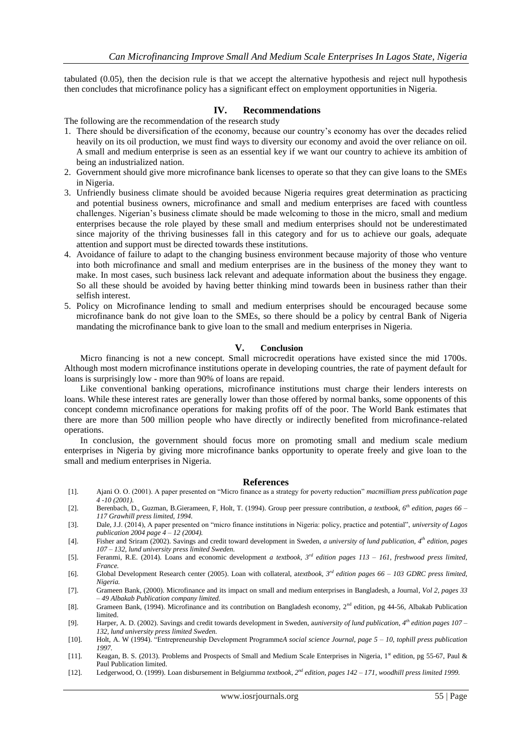tabulated (0.05), then the decision rule is that we accept the alternative hypothesis and reject null hypothesis then concludes that microfinance policy has a significant effect on employment opportunities in Nigeria.

## IV. Recommendations

The following are the recommendation of the research study

1. There should be diversification of the economy, because our country's economy has over the decades relied heavily on its oil production, we must find ways to diversity our economy and avoid the over reliance on oil. A small and medium enterprise is seen as an essential key if we want our country to achieve its ambition of being an industrialized nation.
2. Government should give more microfinance bank licenses to operate so that they can give loans to the SMEs in Nigeria.
3. Unfriendly business climate should be avoided because Nigeria requires great determination as practicing and potential business owners, microfinance and small and medium enterprises are faced with countless challenges. Nigerian's business climate should be made welcoming to those in the micro, small and medium enterprises because the role played by these small and medium enterprises should not be underestimated since majority of the thriving businesses fall in this category and for us to achieve our goals, adequate attention and support must be directed towards these institutions.
4. Avoidance of failure to adapt to the changing business environment because majority of those who venture into both microfinance and small and medium enterprises are in the business of the money they want to make. In most cases, such business lack relevant and adequate information about the business they engage. So all these should be avoided by having better thinking mind towards been in business rather than their selfish interest.
5. Policy on Microfinance lending to small and medium enterprises should be encouraged because some microfinance bank do not give loan to the SMEs, so there should be a policy by central Bank of Nigeria mandating the microfinance bank to give loan to the small and medium enterprises in Nigeria.

## V. Conclusion

Micro financing is not a new concept. Small microcredit operations have existed since the mid 1700s. Although most modern microfinance institutions operate in developing countries, the rate of payment default for loans is surprisingly low - more than 90% of loans are repaid.

Like conventional banking operations, microfinance institutions must charge their lenders interests on loans. While these interest rates are generally lower than those offered by normal banks, some opponents of this concept condemn microfinance operations for making profits off of the poor. The World Bank estimates that there are more than 500 million people who have directly or indirectly benefited from microfinance-related operations.

In conclusion, the government should focus more on promoting small and medium scale medium enterprises in Nigeria by giving more microfinance banks opportunity to operate freely and give loan to the small and medium enterprises in Nigeria.

## References

[1]. Ajani O. O. (2001). A paper presented on "Micro finance as a strategy for poverty reduction" *macmilliam press publication page 4 -10 (2001).*

[2]. Berenbach, D., Guzman, B.Gierameen, F, Holt, T. (1994). Group peer pressure contribution, *a textbook, 6th edition, pages 66 – 117 Grawhill press limited, 1994.*

[3]. Dale, J.J. (2014), A paper presented on "micro finance institutions in Nigeria: policy, practice and potential", *university of Lagos publication 2004 page 4 – 12 (2004).*

[4]. Fisher and Sriram (2002). Savings and credit toward development in Sweden, *a university of lund publication, 4th edition, pages 107 – 132, lund university press limited Sweden.*

[5]. Feranmi, R.E. (2014). Loans and economic development *a textbook, 3rd edition pages 113 – 161, freshwood press limited, France.*

[6]. Global Development Research center (2005). Loan with collateral, a*textbook, 3rd edition pages 66 – 103 GDRC press limited, Nigeria.*

[7]. Grameen Bank, (2000). Microfinance and its impact on small and medium enterprises in Bangladesh, a Journal, *Vol 2, pages 33 – 49 Albakab Publication company limited.*

[8]. Grameen Bank, (1994). Microfinance and its contribution on Bangladesh economy, 2nd edition, pg 44-56, Albakab Publication limited.

[9]. Harper, A. D. (2002). Savings and credit towards development in Sweden, a*university of lund publication, 4th edition pages 107 – 132, lund university press limited Sweden.*

[10]. Holt, A. W (1994). "Entrepreneurship Development Programme*A social science Journal, page 5 – 10, tophill press publication 1997.*

[11]. Keagan, B. S. (2013). Problems and Prospects of Small and Medium Scale Enterprises in Nigeria, 1st edition, pg 55-67, Paul & Paul Publication limited.

[12]. Ledgerwood, O. (1999). Loan disbursement in Belgiurnm*a textbook, 2nd edition, pages 142 – 171, woodhill press limited 1999.*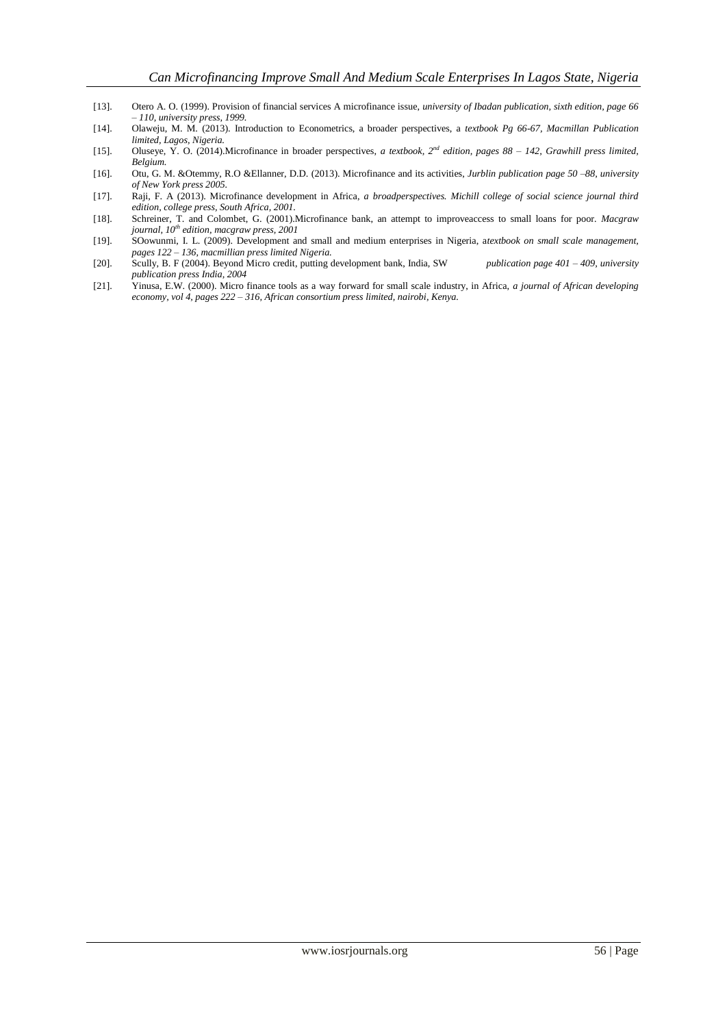[13]. Otero A. O. (1999). Provision of financial services A microfinance issue, *university of Ibadan publication, sixth edition, page 66 – 110, university press, 1999.*

[14]. Olaweju, M. M. (2013). Introduction to Econometrics, a broader perspectives, a *textbook Pg 66-67, Macmillan Publication limited, Lagos, Nigeria.*

[15]. Oluseye, Y. O. (2014).Microfinance in broader perspectives, *a textbook, 2nd edition, pages 88 – 142, Grawhill press limited, Belgium.*

[16]. Otu, G. M. &Otemmy, R.O &Ellanner, D.D. (2013). Microfinance and its activities, *Jurblin publication page 50 –88, university of New York press 2005.*

[17]. Raji, F. A (2013). Microfinance development in Africa, *a broadperspectives. Michill college of social science journal third edition, college press, South Africa, 2001.*

[18]. Schreiner, T. and Colombet, G. (2001).Microfinance bank, an attempt to improveaccess to small loans for poor. *Macgraw journal, 10th edition, macgraw press, 2001*

[19]. SOowunmi, I. L. (2009). Development and small and medium enterprises in Nigeria, a*textbook on small scale management, pages 122 – 136, macmillian press limited Nigeria.*

[20]. Scully, B. F (2004). Beyond Micro credit, putting development bank, India, SW *publication page 401 – 409, university publication press India, 2004*

[21]. Yinusa, E.W. (2000). Micro finance tools as a way forward for small scale industry, in Africa, *a journal of African developing economy, vol 4, pages 222 – 316, African consortium press limited, nairobi, Kenya.*